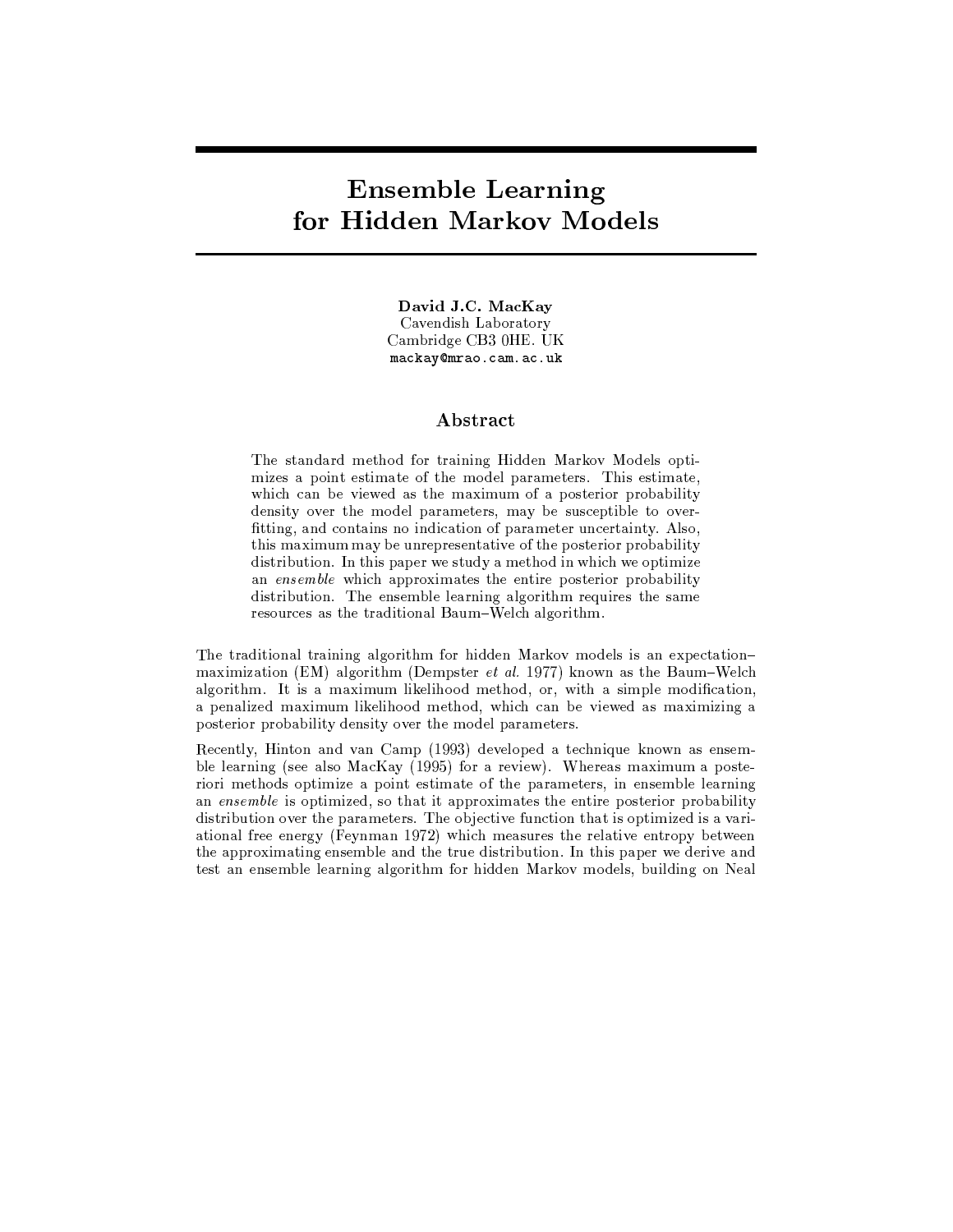# Ensemble Learning for Hidden Markov Models

**David J.C. MacKay**
Cavendish Laboratory
Cambridge CB3 0HE. UK
`mackay@mrao.cam.ac.uk`

## Abstract

The standard method for training Hidden Markov Models optimizes a point estimate of the model parameters. This estimate, which can be viewed as the maximum of a posterior probability density over the model parameters, may be susceptible to overfitting, and contains no indication of parameter uncertainty. Also, this maximum may be unrepresentative of the posterior probability distribution. In this paper we study a method in which we optimize an *ensemble* which approximates the entire posterior probability distribution. The ensemble learning algorithm requires the same resources as the traditional Baum–Welch algorithm.

The traditional training algorithm for hidden Markov models is an expectation–maximization (EM) algorithm (Dempster *et al.* 1977) known as the Baum–Welch algorithm. It is a maximum likelihood method, or, with a simple modification, a penalized maximum likelihood method, which can be viewed as maximizing a posterior probability density over the model parameters.

Recently, Hinton and van Camp (1993) developed a technique known as ensemble learning (see also MacKay (1995) for a review). Whereas maximum a posteriori methods optimize a point estimate of the parameters, in ensemble learning an *ensemble* is optimized, so that it approximates the entire posterior probability distribution over the parameters. The objective function that is optimized is a variational free energy (Feynman 1972) which measures the relative entropy between the approximating ensemble and the true distribution. In this paper we derive and test an ensemble learning algorithm for hidden Markov models, building on Neal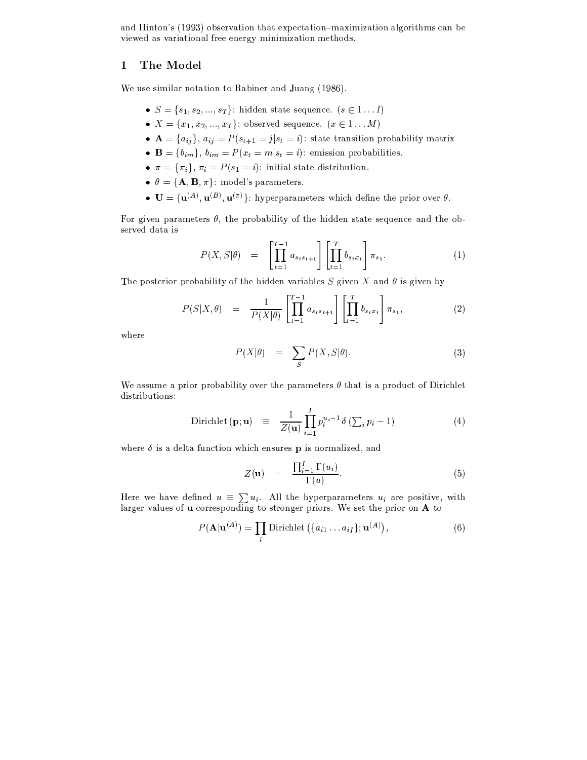and Hinton's (1993) observation that expectation–maximization algorithms can be viewed as variational free energy minimization methods.

## 1 The Model

We use similar notation to Rabiner and Juang (1986).

- $S = \{s_1, s_2, ..., s_T\}$: hidden state sequence. ($s \in 1 \ldots I$)
- $X = \{x_1, x_2, ..., x_T\}$: observed sequence. ($x \in 1 \ldots M$)
- $\mathbf{A} = \{a_{ij}\}$, $a_{ij} = P(s_{t+1} = j | s_t = i)$: state transition probability matrix
- $\mathbf{B} = \{b_{im}\}$, $b_{im} = P(x_t = m | s_t = i)$: emission probabilities.
- $\pi = \{\pi_i\}$, $\pi_i = P(s_1 = i)$: initial state distribution.
- $\theta = \{\mathbf{A}, \mathbf{B}, \pi\}$: model's parameters.
- $\mathbf{U} = \{\mathbf{u}^{(A)}, \mathbf{u}^{(B)}, \mathbf{u}^{(\pi)}\}$: hyperparameters which define the prior over $\theta$.

For given parameters $\theta$, the probability of the hidden state sequence and the observed data is

$$P(X, S|\theta) \quad = \quad \left[\prod_{t=1}^{T-1} a_{s_t s_{t+1}}\right] \left[\prod_{t=1}^{T} b_{s_t x_t}\right] \pi_{s_1}. \tag{1}$$

The posterior probability of the hidden variables $S$ given $X$ and $\theta$ is given by

$$P(S|X, \theta) \quad = \quad \frac{1}{P(X|\theta)} \left[\prod_{t=1}^{T-1} a_{s_t s_{t+1}}\right] \left[\prod_{t=1}^{T} b_{s_t x_t}\right] \pi_{s_1}, \tag{2}$$

where

$$P(X|\theta) \quad = \quad \sum_S P(X, S|\theta). \tag{3}$$

We assume a prior probability over the parameters $\theta$ that is a product of Dirichlet distributions:

$$\text{Dirichlet}\,(\mathbf{p}; \mathbf{u}) \quad \equiv \quad \frac{1}{Z(\mathbf{u})} \prod_{i=1}^{I} p_i^{u_i - 1}\, \delta\left(\textstyle\sum_i p_i - 1\right) \tag{4}$$

where $\delta$ is a delta function which ensures $\mathbf{p}$ is normalized, and

$$Z(\mathbf{u}) \quad = \quad \frac{\prod_{i=1}^{I} \Gamma(u_i)}{\Gamma(u)}. \tag{5}$$

Here we have defined $u \equiv \sum u_i$. All the hyperparameters $u_i$ are positive, with larger values of $\mathbf{u}$ corresponding to stronger priors. We set the prior on $\mathbf{A}$ to

$$P(\mathbf{A}|\mathbf{u}^{(A)}) = \prod_i \text{Dirichlet}\left(\{a_{i1} \ldots a_{iI}\}; \mathbf{u}^{(A)}\right), \tag{6}$$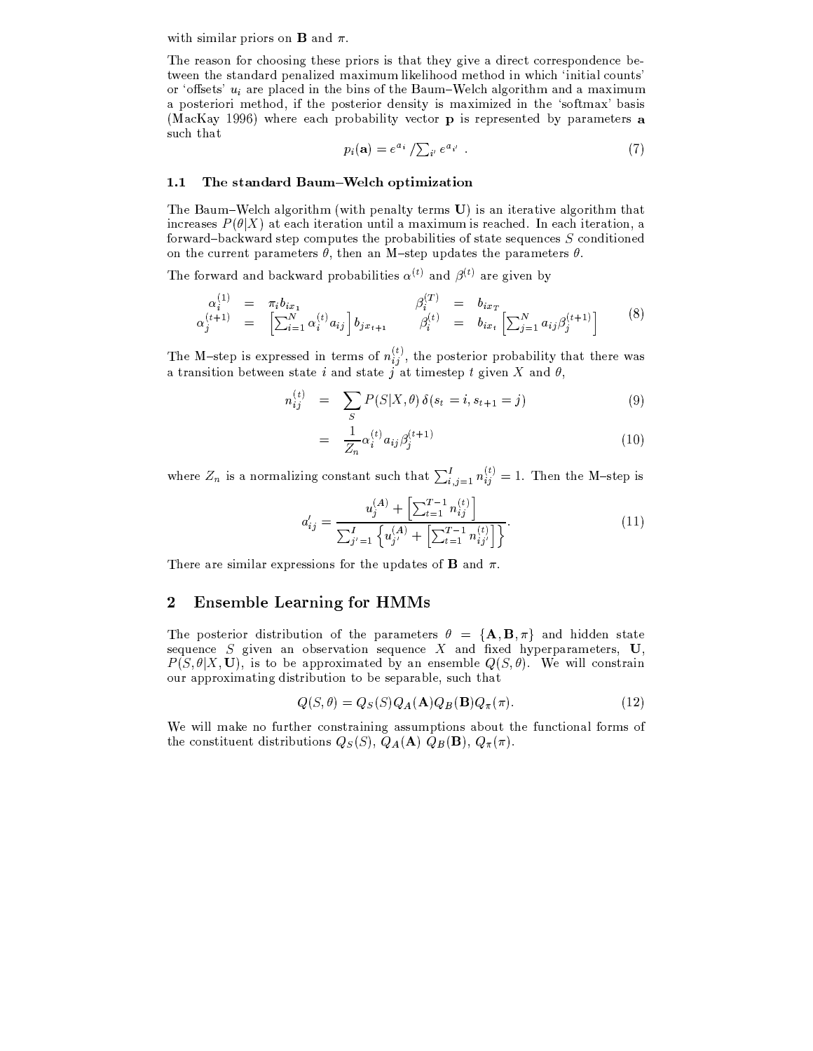with similar priors on $\mathbf{B}$ and $\pi$.

The reason for choosing these priors is that they give a direct correspondence between the standard penalized maximum likelihood method in which 'initial counts' or 'offsets' $u_i$ are placed in the bins of the Baum–Welch algorithm and a maximum a posteriori method, if the posterior density is maximized in the 'softmax' basis (MacKay 1996) where each probability vector $\mathbf{p}$ is represented by parameters $\mathbf{a}$ such that

$$p_i(\mathbf{a}) = e^{a_i} / \textstyle\sum_{i'} e^{a_{i'}} \ . \tag{7}$$

### 1.1 The standard Baum–Welch optimization

The Baum–Welch algorithm (with penalty terms $\mathbf{U}$) is an iterative algorithm that increases $P(\theta|X)$ at each iteration until a maximum is reached. In each iteration, a forward–backward step computes the probabilities of state sequences $S$ conditioned on the current parameters $\theta$, then an M–step updates the parameters $\theta$.

The forward and backward probabilities $\alpha^{(t)}$ and $\beta^{(t)}$ are given by

$$\begin{array}{rclrcl} \alpha_i^{(1)} & = & \pi_i b_{ix_1} & \beta_i^{(T)} & = & b_{ix_T} \\ \alpha_j^{(t+1)} & = & \left[\sum_{i=1}^{N} \alpha_i^{(t)} a_{ij}\right] b_{jx_{t+1}} & \beta_i^{(t)} & = & b_{ix_t}\left[\sum_{j=1}^{N} a_{ij}\beta_j^{(t+1)}\right] \end{array} \tag{8}$$

The M–step is expressed in terms of $n_{ij}^{(t)}$, the posterior probability that there was a transition between state $i$ and state $j$ at timestep $t$ given $X$ and $\theta$,

$$\begin{aligned} n_{ij}^{(t)} &= \sum_S P(S|X,\theta)\,\delta(s_t = i, s_{t+1} = j) \quad (9) \\ &= \frac{1}{Z_n}\alpha_i^{(t)} a_{ij}\beta_j^{(t+1)} \quad (10) \end{aligned}$$

where $Z_n$ is a normalizing constant such that $\sum_{i,j=1}^{I} n_{ij}^{(t)} = 1$. Then the M–step is

$$a'_{ij} = \frac{u_j^{(A)} + \left[\sum_{t=1}^{T-1} n_{ij}^{(t)}\right]}{\sum_{j'=1}^{I}\left\{u_{j'}^{(A)} + \left[\sum_{t=1}^{T-1} n_{ij'}^{(t)}\right]\right\}}. \tag{11}$$

There are similar expressions for the updates of $\mathbf{B}$ and $\pi$.

## 2 Ensemble Learning for HMMs

The posterior distribution of the parameters $\theta = \{\mathbf{A}, \mathbf{B}, \pi\}$ and hidden state sequence $S$ given an observation sequence $X$ and fixed hyperparameters, $\mathbf{U}$, $P(S, \theta|X, \mathbf{U})$, is to be approximated by an ensemble $Q(S, \theta)$. We will constrain our approximating distribution to be separable, such that

$$Q(S, \theta) = Q_S(S)Q_A(\mathbf{A})Q_B(\mathbf{B})Q_\pi(\pi). \tag{12}$$

We will make no further constraining assumptions about the functional forms of the constituent distributions $Q_S(S)$, $Q_A(\mathbf{A})$ $Q_B(\mathbf{B})$, $Q_\pi(\pi)$.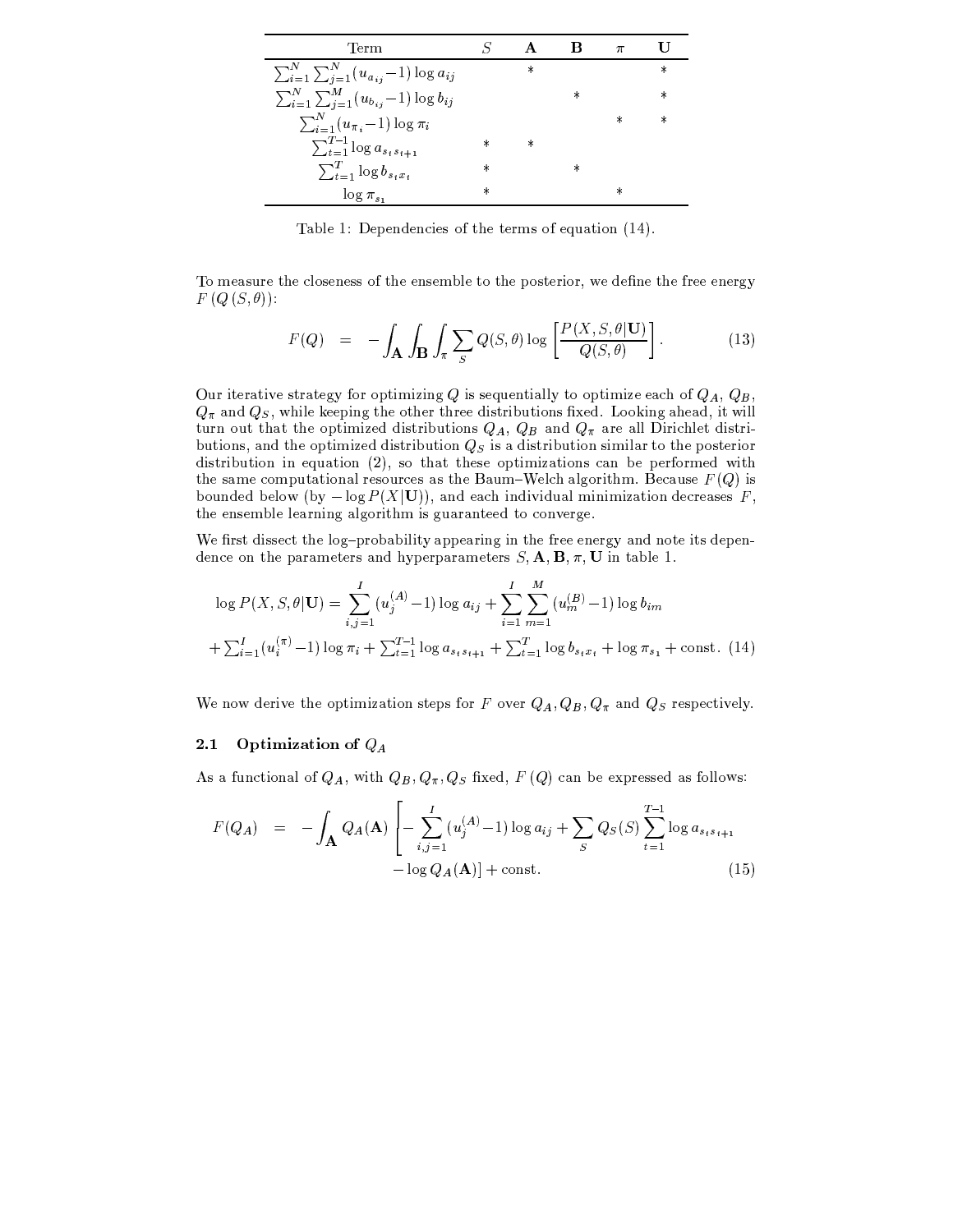| Term | $S$ | $\mathbf{A}$ | $\mathbf{B}$ | $\pi$ | $\mathbf{U}$ |
|---|---|---|---|---|---|
| $\sum_{i=1}^{N}\sum_{j=1}^{N}(u_{a_{ij}}-1)\log a_{ij}$ | | * | | | * |
| $\sum_{i=1}^{N}\sum_{j=1}^{M}(u_{b_{ij}}-1)\log b_{ij}$ | | | * | | * |
| $\sum_{i=1}^{N}(u_{\pi_i}-1)\log \pi_i$ | | | | * | * |
| $\sum_{t=1}^{T-1}\log a_{s_t s_{t+1}}$ | * | * | | | |
| $\sum_{t=1}^{T}\log b_{s_t x_t}$ | * | | * | | |
| $\log \pi_{s_1}$ | * | | | * | |

Table 1: Dependencies of the terms of equation (14).

To measure the closeness of the ensemble to the posterior, we define the free energy $F\left(Q\left(S,\theta\right)\right)$:

$$F(Q) \quad = \quad -\int_{\mathbf{A}}\int_{\mathbf{B}}\int_{\pi}\sum_{S} Q(S,\theta)\log\left[\frac{P(X,S,\theta|\mathbf{U})}{Q(S,\theta)}\right]. \tag{13}$$

Our iterative strategy for optimizing $Q$ is sequentially to optimize each of $Q_A$, $Q_B$, $Q_\pi$ and $Q_S$, while keeping the other three distributions fixed. Looking ahead, it will turn out that the optimized distributions $Q_A$, $Q_B$ and $Q_\pi$ are all Dirichlet distributions, and the optimized distribution $Q_S$ is a distribution similar to the posterior distribution in equation (2), so that these optimizations can be performed with the same computational resources as the Baum–Welch algorithm. Because $F(Q)$ is bounded below (by $-\log P(X|\mathbf{U})$), and each individual minimization decreases $F$, the ensemble learning algorithm is guaranteed to converge.

We first dissect the log–probability appearing in the free energy and note its dependence on the parameters and hyperparameters $S, \mathbf{A}, \mathbf{B}, \pi, \mathbf{U}$ in table 1.

$$\log P(X,S,\theta|\mathbf{U}) = \sum_{i,j=1}^{I}(u_j^{(A)}-1)\log a_{ij} + \sum_{i=1}^{I}\sum_{m=1}^{M}(u_m^{(B)}-1)\log b_{im}$$
$$+\sum_{i=1}^{I}(u_i^{(\pi)}-1)\log\pi_i + \sum_{t=1}^{T-1}\log a_{s_t s_{t+1}} + \sum_{t=1}^{T}\log b_{s_t x_t} + \log\pi_{s_1} + \text{const.} \tag{14}$$

We now derive the optimization steps for $F$ over $Q_A, Q_B, Q_\pi$ and $Q_S$ respectively.

### 2.1 Optimization of $Q_A$

As a functional of $Q_A$, with $Q_B, Q_\pi, Q_S$ fixed, $F\left(Q\right)$ can be expressed as follows:

$$F(Q_A) \quad = \quad -\int_{\mathbf{A}} Q_A(\mathbf{A})\left[-\sum_{i,j=1}^{I}(u_j^{(A)}-1)\log a_{ij} + \sum_{S} Q_S(S)\sum_{t=1}^{T-1}\log a_{s_t s_{t+1}}\right.$$
$$\left. -\log Q_A(\mathbf{A})\right] + \text{const.} \tag{15}$$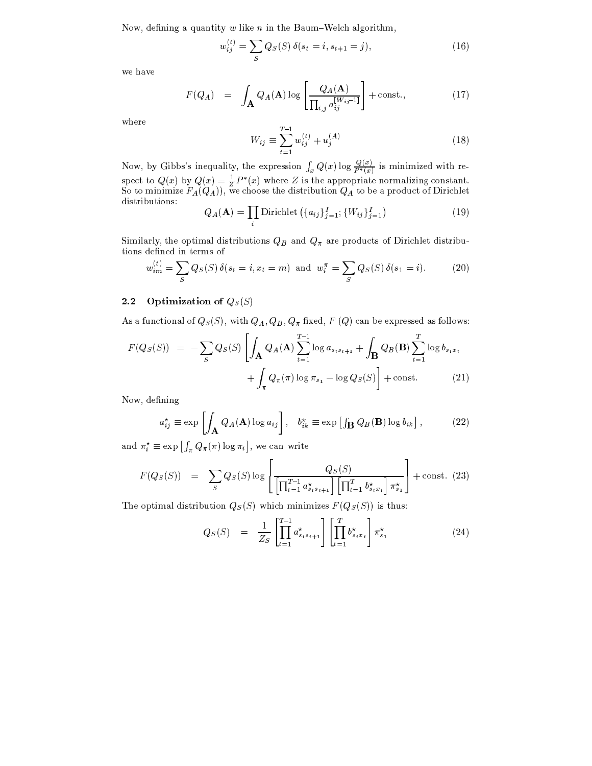Now, defining a quantity $w$ like $n$ in the Baum–Welch algorithm,

$$w_{ij}^{(t)} = \sum_S Q_S(S)\,\delta(s_t = i, s_{t+1} = j), \tag{16}$$

we have

$$F(Q_A) \quad = \quad \int_{\mathbf{A}} Q_A(\mathbf{A}) \log \left[ \frac{Q_A(\mathbf{A})}{\prod_{i,j} a_{ij}^{[W_{ij}-1]}} \right] + \text{const.}, \tag{17}$$

where

$$W_{ij} \equiv \sum_{t=1}^{T-1} w_{ij}^{(t)} + u_j^{(A)} \tag{18}$$

Now, by Gibbs's inequality, the expression $\int_x Q(x) \log \frac{Q(x)}{P^*(x)}$ is minimized with respect to $Q(x)$ by $Q(x) = \frac{1}{Z} P^*(x)$ where $Z$ is the appropriate normalizing constant. So to minimize $F_A(Q_A))$, we choose the distribution $Q_A$ to be a product of Dirichlet distributions:

$$Q_A(\mathbf{A}) = \prod_i \text{Dirichlet}\left( \{a_{ij}\}_{j=1}^{I}; \{W_{ij}\}_{j=1}^{I} \right) \tag{19}$$

Similarly, the optimal distributions $Q_B$ and $Q_\pi$ are products of Dirichlet distributions defined in terms of

$$w_{im}^{(t)} = \sum_S Q_S(S)\,\delta(s_t = i, x_t = m) \;\text{ and }\; w_i^\pi = \sum_S Q_S(S)\,\delta(s_1 = i). \tag{20}$$

### 2.2 Optimization of $Q_S(S)$

As a functional of $Q_S(S)$, with $Q_A, Q_B, Q_\pi$ fixed, $F\,(Q)$ can be expressed as follows:

$$\begin{aligned} F(Q_S(S)) \;=\; -\sum_S Q_S(S) \Bigg[ \int_{\mathbf{A}} Q_A(\mathbf{A}) \sum_{t=1}^{T-1} \log a_{s_t s_{t+1}} + \int_{\mathbf{B}} Q_B(\mathbf{B}) \sum_{t=1}^{T} \log b_{s_t x_t} \\ + \int_\pi Q_\pi(\pi) \log \pi_{s_1} - \log Q_S(S) \Bigg] + \text{const.} \end{aligned} \tag{21}$$

Now, defining

$$a_{ij}^\star \equiv \exp\left[ \int_{\mathbf{A}} Q_A(\mathbf{A}) \log a_{ij} \right], \quad b_{ik}^\star \equiv \exp\left[ \int_{\mathbf{B}} Q_B(\mathbf{B}) \log b_{ik} \right], \tag{22}$$

and $\pi_i^\star \equiv \exp\left[ \int_\pi Q_\pi(\pi) \log \pi_i \right]$, we can write

$$F(Q_S(S)) \quad = \quad \sum_S Q_S(S) \log \left[ \frac{Q_S(S)}{\left[ \prod_{t=1}^{T-1} a_{s_t s_{t+1}}^\star \right] \left[ \prod_{t=1}^{T} b_{s_t x_t}^\star \right] \pi_{s_1}^\star} \right] + \text{const.} \tag{23}$$

The optimal distribution $Q_S(S)$ which minimizes $F(Q_S(S))$ is thus:

$$Q_S(S) \quad = \quad \frac{1}{Z_S} \left[ \prod_{t=1}^{T-1} a_{s_t s_{t+1}}^\star \right] \left[ \prod_{t=1}^{T} b_{s_t x_t}^\star \right] \pi_{s_1}^\star \tag{24}$$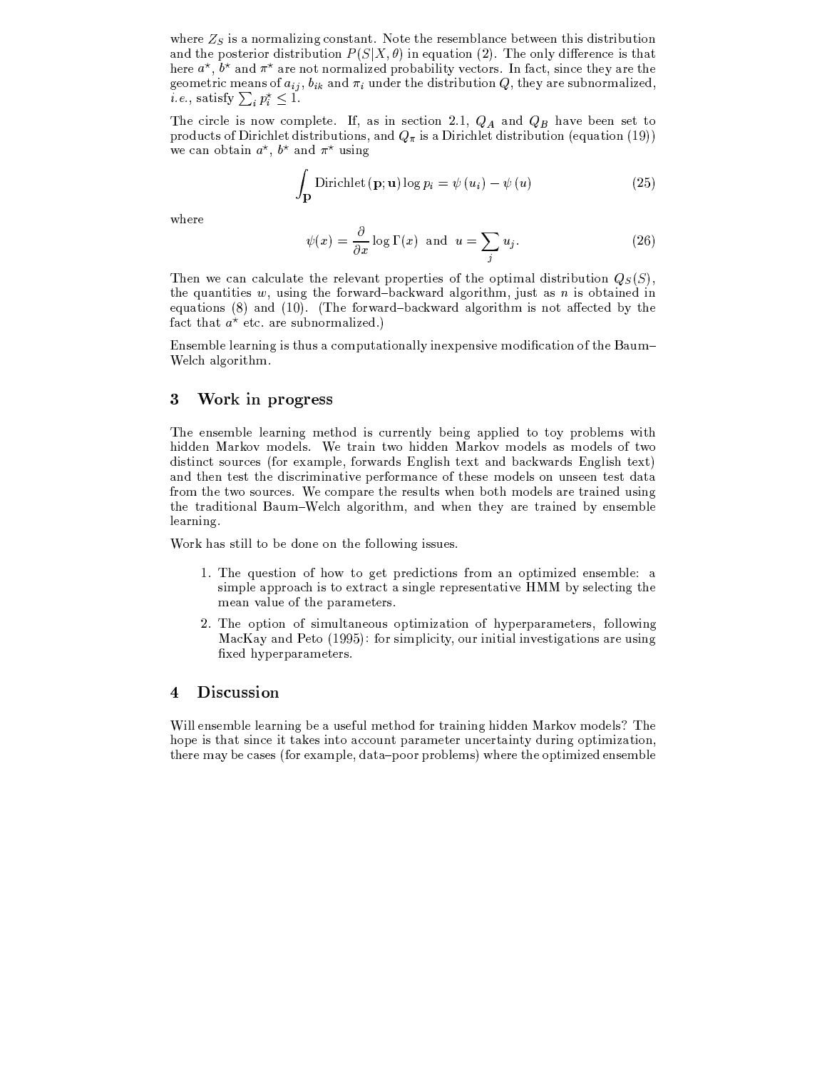where $Z_S$ is a normalizing constant. Note the resemblance between this distribution and the posterior distribution $P(S|X, \theta)$ in equation (2). The only difference is that here $a^\star$, $b^\star$ and $\pi^\star$ are not normalized probability vectors. In fact, since they are the geometric means of $a_{ij}$, $b_{ik}$ and $\pi_i$ under the distribution $Q$, they are subnormalized, *i.e.*, satisfy $\sum_i p_i^\star \leq 1$.

The circle is now complete. If, as in section 2.1, $Q_A$ and $Q_B$ have been set to products of Dirichlet distributions, and $Q_\pi$ is a Dirichlet distribution (equation (19)) we can obtain $a^\star$, $b^\star$ and $\pi^\star$ using

$$\int_{\mathbf{p}} \text{Dirichlet}(\mathbf{p}; \mathbf{u}) \log p_i = \psi(u_i) - \psi(u) \tag{25}$$

where

$$\psi(x) = \frac{\partial}{\partial x} \log \Gamma(x) \ \text{ and } \ u = \sum_j u_j. \tag{26}$$

Then we can calculate the relevant properties of the optimal distribution $Q_S(S)$, the quantities $w$, using the forward–backward algorithm, just as $n$ is obtained in equations (8) and (10). (The forward–backward algorithm is not affected by the fact that $a^\star$ etc. are subnormalized.)

Ensemble learning is thus a computationally inexpensive modification of the Baum–Welch algorithm.

## 3 Work in progress

The ensemble learning method is currently being applied to toy problems with hidden Markov models. We train two hidden Markov models as models of two distinct sources (for example, forwards English text and backwards English text) and then test the discriminative performance of these models on unseen test data from the two sources. We compare the results when both models are trained using the traditional Baum–Welch algorithm, and when they are trained by ensemble learning.

Work has still to be done on the following issues.

1. The question of how to get predictions from an optimized ensemble: a simple approach is to extract a single representative HMM by selecting the mean value of the parameters.
2. The option of simultaneous optimization of hyperparameters, following MacKay and Peto (1995): for simplicity, our initial investigations are using fixed hyperparameters.

## 4 Discussion

Will ensemble learning be a useful method for training hidden Markov models? The hope is that since it takes into account parameter uncertainty during optimization, there may be cases (for example, data–poor problems) where the optimized ensemble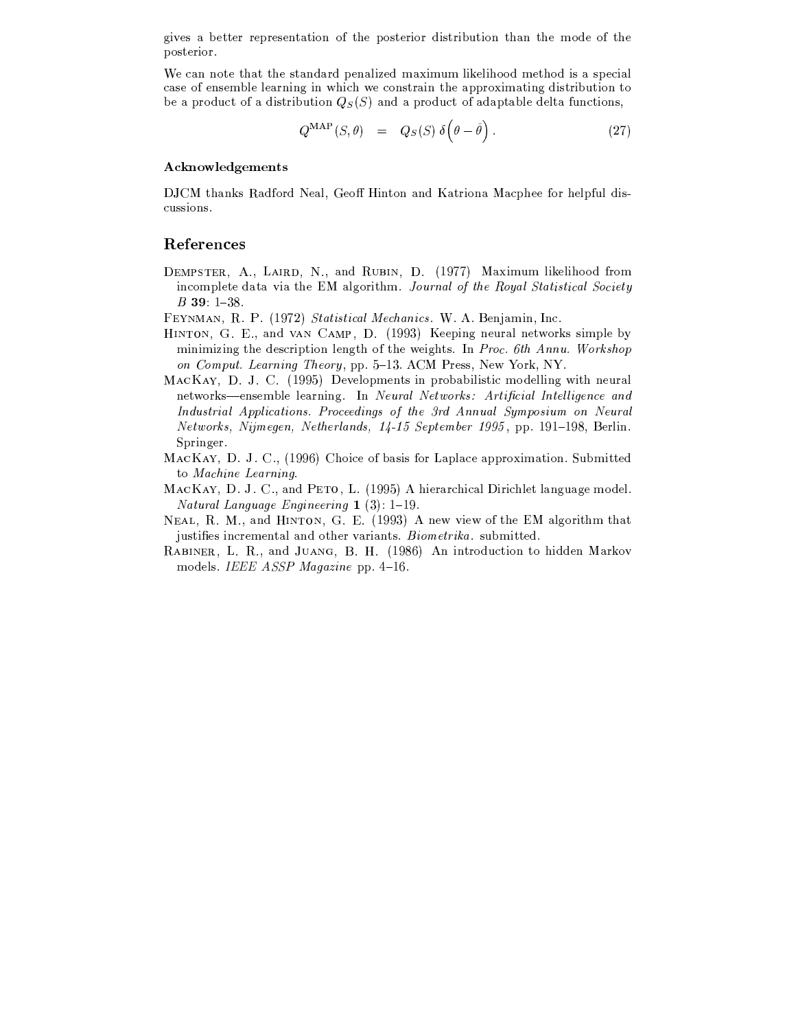gives a better representation of the posterior distribution than the mode of the posterior.

We can note that the standard penalized maximum likelihood method is a special case of ensemble learning in which we constrain the approximating distribution to be a product of a distribution $Q_S(S)$ and a product of adaptable delta functions,

$$Q^{\rm MAP}(S, \theta) \quad = \quad Q_S(S)\, \delta\!\left(\theta - \hat{\theta}\right). \tag{27}$$

### Acknowledgements

DJCM thanks Radford Neal, Geoff Hinton and Katriona Macphee for helpful discussions.

## References

Dempster, A., Laird, N., and Rubin, D. (1977) Maximum likelihood from incomplete data via the EM algorithm. *Journal of the Royal Statistical Society B* **39**: 1–38.

Feynman, R. P. (1972) *Statistical Mechanics*. W. A. Benjamin, Inc.

Hinton, G. E., and van Camp, D. (1993) Keeping neural networks simple by minimizing the description length of the weights. In *Proc. 6th Annu. Workshop on Comput. Learning Theory*, pp. 5–13. ACM Press, New York, NY.

MacKay, D. J. C. (1995) Developments in probabilistic modelling with neural networks—ensemble learning. In *Neural Networks: Artificial Intelligence and Industrial Applications. Proceedings of the 3rd Annual Symposium on Neural Networks, Nijmegen, Netherlands, 14-15 September 1995*, pp. 191–198, Berlin. Springer.

MacKay, D. J. C., (1996) Choice of basis for Laplace approximation. Submitted to *Machine Learning*.

MacKay, D. J. C., and Peto, L. (1995) A hierarchical Dirichlet language model. *Natural Language Engineering* **1** (3): 1–19.

Neal, R. M., and Hinton, G. E. (1993) A new view of the EM algorithm that justifies incremental and other variants. *Biometrika*. submitted.

Rabiner, L. R., and Juang, B. H. (1986) An introduction to hidden Markov models. *IEEE ASSP Magazine* pp. 4–16.